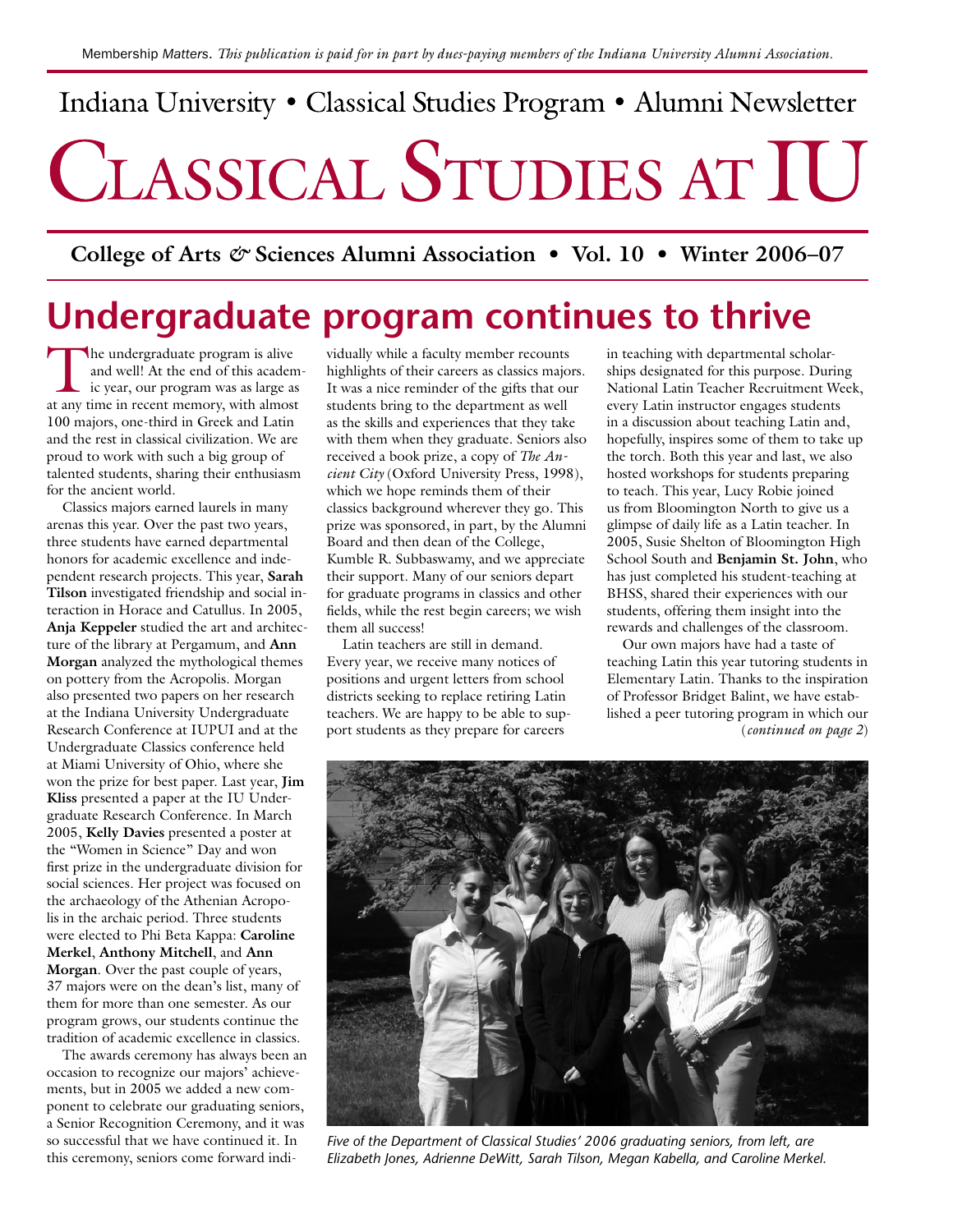Membership Matters. *This publication is paid for in part by dues-paying members of the Indiana University Alumni Association.*

Indiana University • Classical Studies Program • Alumni Newsletter

# Classical Studies at IU

**College of Arts & Sciences Alumni Association • Vol. 10 • Winter 2006–07**

## Undergraduate program continues to thrive

The undergraduate program is alive and well! At the end of this academic year, our program was as large as at any time in recent memory, with almost 100 majors, one-third in Greek and Latin and the rest in classical civilization. We are proud to work with such a big group of talented students, sharing their enthusiasm for the ancient world.

Classics majors earned laurels in many arenas this year. Over the past two years, three students have earned departmental honors for academic excellence and independent research projects. This year, **Sarah Tilson** investigated friendship and social interaction in Horace and Catullus. In 2005, **Anja Keppeler** studied the art and architecture of the library at Pergamum, and **Ann Morgan** analyzed the mythological themes on pottery from the Acropolis. Morgan also presented two papers on her research at the Indiana University Undergraduate Research Conference at IUPUI and at the Undergraduate Classics conference held at Miami University of Ohio, where she won the prize for best paper. Last year, **Jim Kliss** presented a paper at the IU Undergraduate Research Conference. In March 2005, **Kelly Davies** presented a poster at the "Women in Science" Day and won first prize in the undergraduate division for social sciences. Her project was focused on the archaeology of the Athenian Acropolis in the archaic period. Three students were elected to Phi Beta Kappa: **Caroline Merkel**, **Anthony Mitchell**, and **Ann Morgan**. Over the past couple of years, 37 majors were on the dean's list, many of them for more than one semester. As our program grows, our students continue the tradition of academic excellence in classics.

The awards ceremony has always been an occasion to recognize our majors' achievements, but in 2005 we added a new component to celebrate our graduating seniors, a Senior Recognition Ceremony, and it was so successful that we have continued it. In this ceremony, seniors come forward individually while a faculty member recounts highlights of their careers as classics majors. It was a nice reminder of the gifts that our students bring to the department as well as the skills and experiences that they take with them when they graduate. Seniors also received a book prize, a copy of *The Ancient City* (Oxford University Press, 1998), which we hope reminds them of their classics background wherever they go. This prize was sponsored, in part, by the Alumni Board and then dean of the College, Kumble R. Subbaswamy, and we appreciate their support. Many of our seniors depart for graduate programs in classics and other fields, while the rest begin careers; we wish them all success!

Latin teachers are still in demand. Every year, we receive many notices of positions and urgent letters from school districts seeking to replace retiring Latin teachers. We are happy to be able to support students as they prepare for careers in teaching with departmental scholarships designated for this purpose. During National Latin Teacher Recruitment Week, every Latin instructor engages students in a discussion about teaching Latin and, hopefully, inspires some of them to take up the torch. Both this year and last, we also hosted workshops for students preparing to teach. This year, Lucy Robie joined us from Bloomington North to give us a glimpse of daily life as a Latin teacher. In 2005, Susie Shelton of Bloomington High School South and **Benjamin St. John**, who has just completed his student-teaching at BHSS, shared their experiences with our students, offering them insight into the rewards and challenges of the classroom.

Our own majors have had a taste of teaching Latin this year tutoring students in Elementary Latin. Thanks to the inspiration of Professor Bridget Balint, we have established a peer tutoring program in which our (*continued on page 2*)

*Five of the Department of Classical Studies' 2006 graduating seniors, from left, are Elizabeth Jones, Adrienne DeWitt, Sarah Tilson, Megan Kabella, and Caroline Merkel.*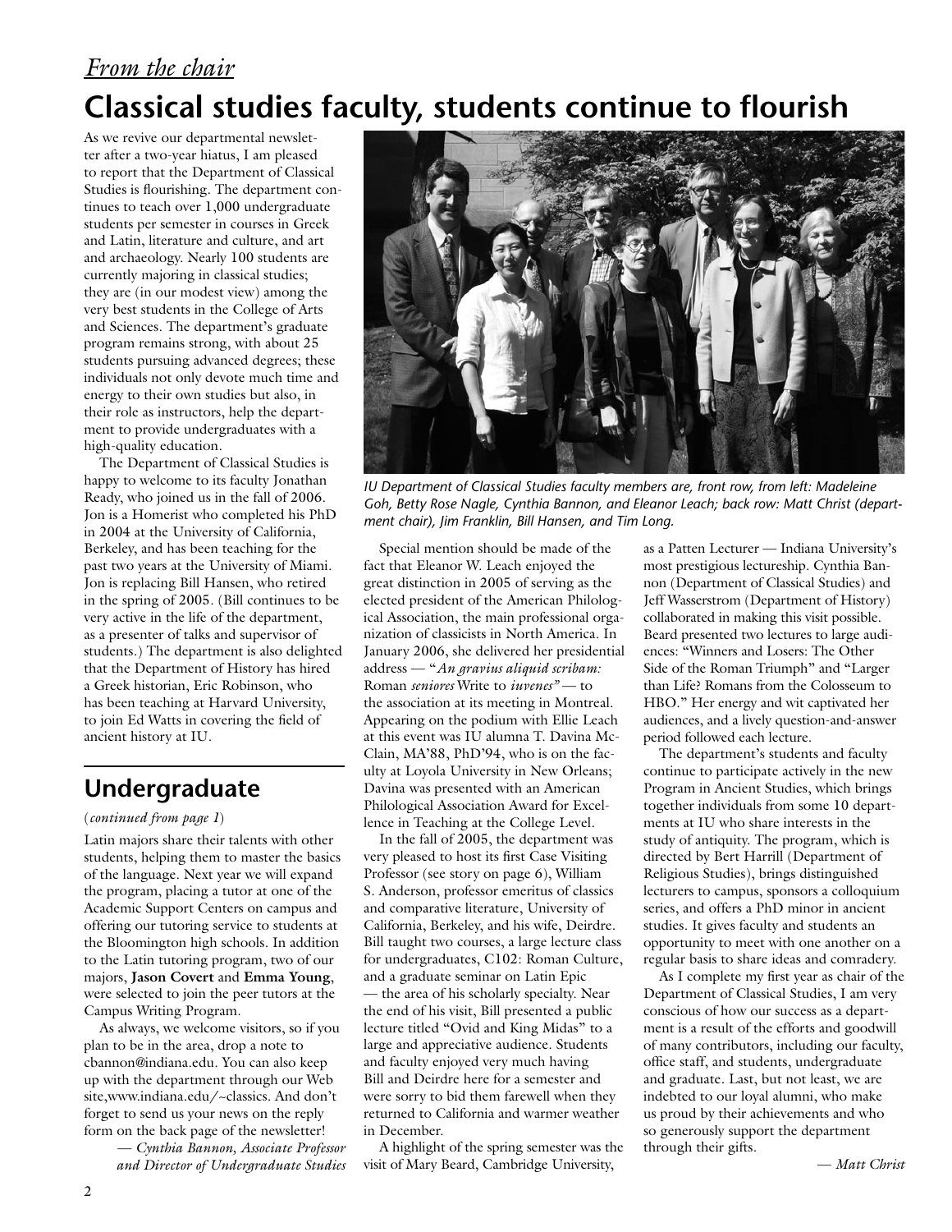*From the chair*

# Classical studies faculty, students continue to flourish

As we revive our departmental newsletter after a two-year hiatus, I am pleased to report that the Department of Classical Studies is flourishing. The department continues to teach over 1,000 undergraduate students per semester in courses in Greek and Latin, literature and culture, and art and archaeology. Nearly 100 students are currently majoring in classical studies; they are (in our modest view) among the very best students in the College of Arts and Sciences. The department's graduate program remains strong, with about 25 students pursuing advanced degrees; these individuals not only devote much time and energy to their own studies but also, in their role as instructors, help the department to provide undergraduates with a high-quality education.

The Department of Classical Studies is happy to welcome to its faculty Jonathan Ready, who joined us in the fall of 2006. Jon is a Homerist who completed his PhD in 2004 at the University of California, Berkeley, and has been teaching for the past two years at the University of Miami. Jon is replacing Bill Hansen, who retired in the spring of 2005. (Bill continues to be very active in the life of the department, as a presenter of talks and supervisor of students.) The department is also delighted that the Department of History has hired a Greek historian, Eric Robinson, who has been teaching at Harvard University, to join Ed Watts in covering the field of ancient history at IU.

*IU Department of Classical Studies faculty members are, front row, from left: Madeleine Goh, Betty Rose Nagle, Cynthia Bannon, and Eleanor Leach; back row: Matt Christ (department chair), Jim Franklin, Bill Hansen, and Tim Long.*

Special mention should be made of the fact that Eleanor W. Leach enjoyed the great distinction in 2005 of serving as the elected president of the American Philological Association, the main professional organization of classicists in North America. In January 2006, she delivered her presidential address — "*An gravius aliquid scribam:* Roman *seniores* Write to *iuvenes*" — to the association at its meeting in Montreal. Appearing on the podium with Ellie Leach at this event was IU alumna T. Davina McClain, MA'88, PhD'94, who is on the faculty at Loyola University in New Orleans; Davina was presented with an American Philological Association Award for Excellence in Teaching at the College Level.

In the fall of 2005, the department was very pleased to host its first Case Visiting Professor (see story on page 6), William S. Anderson, professor emeritus of classics and comparative literature, University of California, Berkeley, and his wife, Deirdre. Bill taught two courses, a large lecture class for undergraduates, C102: Roman Culture, and a graduate seminar on Latin Epic — the area of his scholarly specialty. Near the end of his visit, Bill presented a public lecture titled "Ovid and King Midas" to a large and appreciative audience. Students and faculty enjoyed very much having Bill and Deirdre here for a semester and were sorry to bid them farewell when they returned to California and warmer weather in December.

A highlight of the spring semester was the visit of Mary Beard, Cambridge University, as a Patten Lecturer — Indiana University's most prestigious lectureship. Cynthia Bannon (Department of Classical Studies) and Jeff Wasserstrom (Department of History) collaborated in making this visit possible. Beard presented two lectures to large audiences: "Winners and Losers: The Other Side of the Roman Triumph" and "Larger than Life? Romans from the Colosseum to HBO." Her energy and wit captivated her audiences, and a lively question-and-answer period followed each lecture.

The department's students and faculty continue to participate actively in the new Program in Ancient Studies, which brings together individuals from some 10 departments at IU who share interests in the study of antiquity. The program, which is directed by Bert Harrill (Department of Religious Studies), brings distinguished lecturers to campus, sponsors a colloquium series, and offers a PhD minor in ancient studies. It gives faculty and students an opportunity to meet with one another on a regular basis to share ideas and comradery.

As I complete my first year as chair of the Department of Classical Studies, I am very conscious of how our success as a department is a result of the efforts and goodwill of many contributors, including our faculty, office staff, and students, undergraduate and graduate. Last, but not least, we are indebted to our loyal alumni, who make us proud by their achievements and who so generously support the department through their gifts.

— *Matt Christ*

## Undergraduate

(*continued from page 1*)

Latin majors share their talents with other students, helping them to master the basics of the language. Next year we will expand the program, placing a tutor at one of the Academic Support Centers on campus and offering our tutoring service to students at the Bloomington high schools. In addition to the Latin tutoring program, two of our majors, **Jason Covert** and **Emma Young**, were selected to join the peer tutors at the Campus Writing Program.

As always, we welcome visitors, so if you plan to be in the area, drop a note to cbannon@indiana.edu. You can also keep up with the department through our Web site,www.indiana.edu/~classics. And don't forget to send us your news on the reply form on the back page of the newsletter!

— *Cynthia Bannon, Associate Professor and Director of Undergraduate Studies*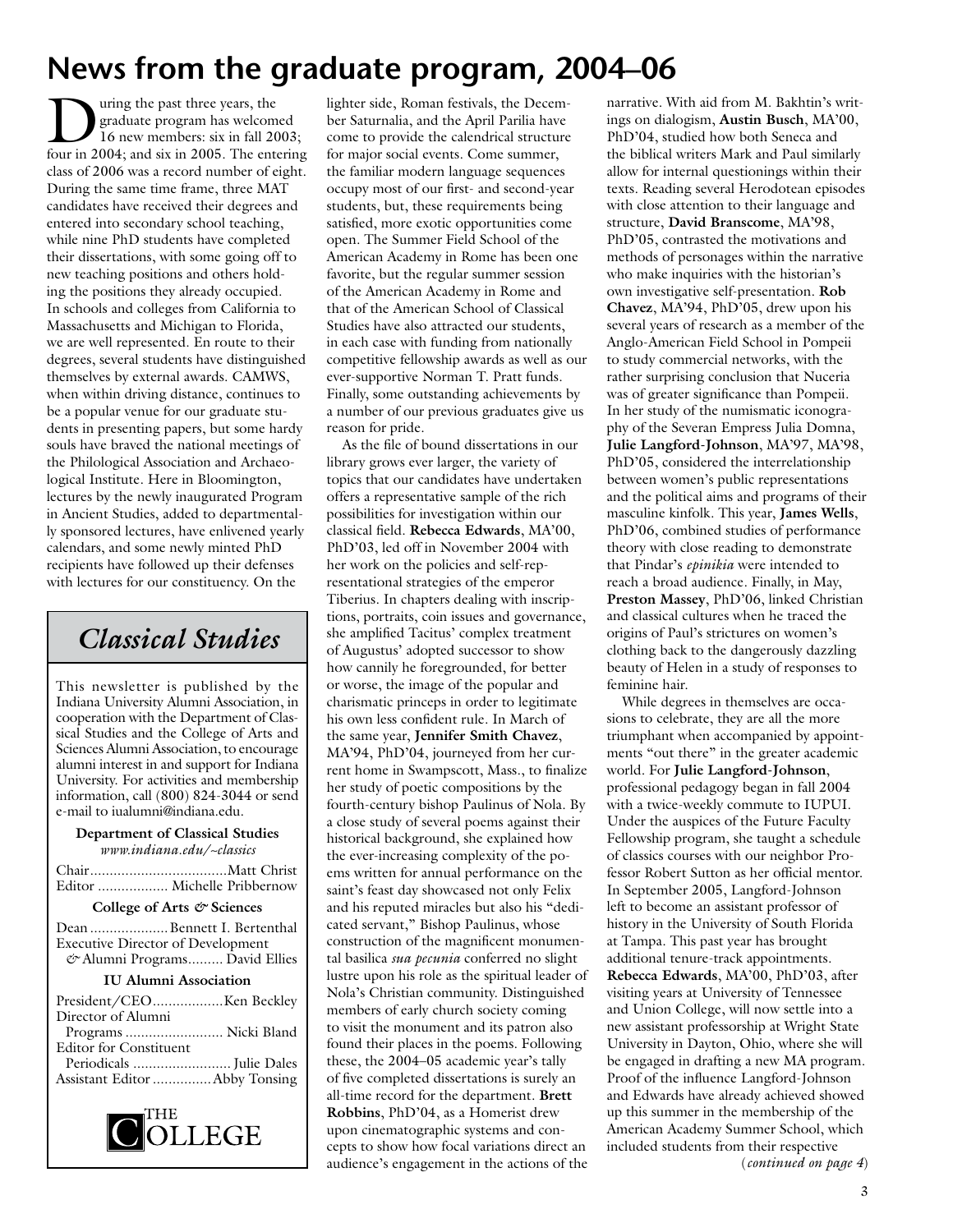# News from the graduate program, 2004–06

During the past three years, the graduate program has welcomed 16 new members: six in fall 2003; four in 2004; and six in 2005. The entering class of 2006 was a record number of eight. During the same time frame, three MAT candidates have received their degrees and entered into secondary school teaching, while nine PhD students have completed their dissertations, with some going off to new teaching positions and others holding the positions they already occupied. In schools and colleges from California to Massachusetts and Michigan to Florida, we are well represented. En route to their degrees, several students have distinguished themselves by external awards. CAMWS, when within driving distance, continues to be a popular venue for our graduate students in presenting papers, but some hardy souls have braved the national meetings of the Philological Association and Archaeological Institute. Here in Bloomington, lectures by the newly inaugurated Program in Ancient Studies, added to departmentally sponsored lectures, have enlivened yearly calendars, and some newly minted PhD recipients have followed up their defenses with lectures for our constituency. On the lighter side, Roman festivals, the December Saturnalia, and the April Parilia have come to provide the calendrical structure for major social events. Come summer, the familiar modern language sequences occupy most of our first- and second-year students, but, these requirements being satisfied, more exotic opportunities come open. The Summer Field School of the American Academy in Rome has been one favorite, but the regular summer session of the American Academy in Rome and that of the American School of Classical Studies have also attracted our students, in each case with funding from nationally competitive fellowship awards as well as our ever-supportive Norman T. Pratt funds. Finally, some outstanding achievements by a number of our previous graduates give us reason for pride.

As the file of bound dissertations in our library grows ever larger, the variety of topics that our candidates have undertaken offers a representative sample of the rich possibilities for investigation within our classical field. **Rebecca Edwards**, MA'00, PhD'03, led off in November 2004 with her work on the policies and self-representational strategies of the emperor Tiberius. In chapters dealing with inscriptions, portraits, coin issues and governance, she amplified Tacitus' complex treatment of Augustus' adopted successor to show how cannily he foregrounded, for better or worse, the image of the popular and charismatic princeps in order to legitimate his own less confident rule. In March of the same year, **Jennifer Smith Chavez**, MA'94, PhD'04, journeyed from her current home in Swampscott, Mass., to finalize her study of poetic compositions by the fourth-century bishop Paulinus of Nola. By a close study of several poems against their historical background, she explained how the ever-increasing complexity of the poems written for annual performance on the saint's feast day showcased not only Felix and his reputed miracles but also his "dedicated servant," Bishop Paulinus, whose construction of the magnificent monumental basilica *sua pecunia* conferred no slight lustre upon his role as the spiritual leader of Nola's Christian community. Distinguished members of early church society coming to visit the monument and its patron also found their places in the poems. Following these, the 2004–05 academic year's tally of five completed dissertations is surely an all-time record for the department. **Brett Robbins**, PhD'04, as a Homerist drew upon cinematographic systems and concepts to show how focal variations direct an audience's engagement in the actions of the narrative. With aid from M. Bakhtin's writings on dialogism, **Austin Busch**, MA'00, PhD'04, studied how both Seneca and the biblical writers Mark and Paul similarly allow for internal questionings within their texts. Reading several Herodotean episodes with close attention to their language and structure, **David Branscome**, MA'98, PhD'05, contrasted the motivations and methods of personages within the narrative who make inquiries with the historian's own investigative self-presentation. **Rob Chavez**, MA'94, PhD'05, drew upon his several years of research as a member of the Anglo-American Field School in Pompeii to study commercial networks, with the rather surprising conclusion that Nuceria was of greater significance than Pompeii. In her study of the numismatic iconography of the Severan Empress Julia Domna, **Julie Langford-Johnson**, MA'97, MA'98, PhD'05, considered the interrelationship between women's public representations and the political aims and programs of their masculine kinfolk. This year, **James Wells**, PhD'06, combined studies of performance theory with close reading to demonstrate that Pindar's *epinikia* were intended to reach a broad audience. Finally, in May, **Preston Massey**, PhD'06, linked Christian and classical cultures when he traced the origins of Paul's strictures on women's clothing back to the dangerously dazzling beauty of Helen in a study of responses to feminine hair.

While degrees in themselves are occasions to celebrate, they are all the more triumphant when accompanied by appointments "out there" in the greater academic world. For **Julie Langford-Johnson**, professional pedagogy began in fall 2004 with a twice-weekly commute to IUPUI. Under the auspices of the Future Faculty Fellowship program, she taught a schedule of classics courses with our neighbor Professor Robert Sutton as her official mentor. In September 2005, Langford-Johnson left to become an assistant professor of history in the University of South Florida at Tampa. This past year has brought additional tenure-track appointments. **Rebecca Edwards**, MA'00, PhD'03, after visiting years at University of Tennessee and Union College, will now settle into a new assistant professorship at Wright State University in Dayton, Ohio, where she will be engaged in drafting a new MA program. Proof of the influence Langford-Johnson and Edwards have already achieved showed up this summer in the membership of the American Academy Summer School, which included students from their respective

(*continued on page 4*)

---

## *Classical Studies*

This newsletter is published by the Indiana University Alumni Association, in cooperation with the Department of Classical Studies and the College of Arts and Sciences Alumni Association, to encourage alumni interest in and support for Indiana University. For activities and membership information, call (800) 824-3044 or send e-mail to iualumni@indiana.edu.

**Department of Classical Studies**
*www.indiana.edu/~classics*

Chair .................................. Matt Christ
Editor .................. Michelle Pribbernow

**College of Arts & Sciences**

Dean .................... Bennett I. Bertenthal
Executive Director of Development & Alumni Programs......... David Ellies

**IU Alumni Association**

President/CEO .................. Ken Beckley
Director of Alumni Programs ......................... Nicki Bland
Editor for Constituent Periodicals ......................... Julie Dales
Assistant Editor .............. Abby Tonsing

THE COLLEGE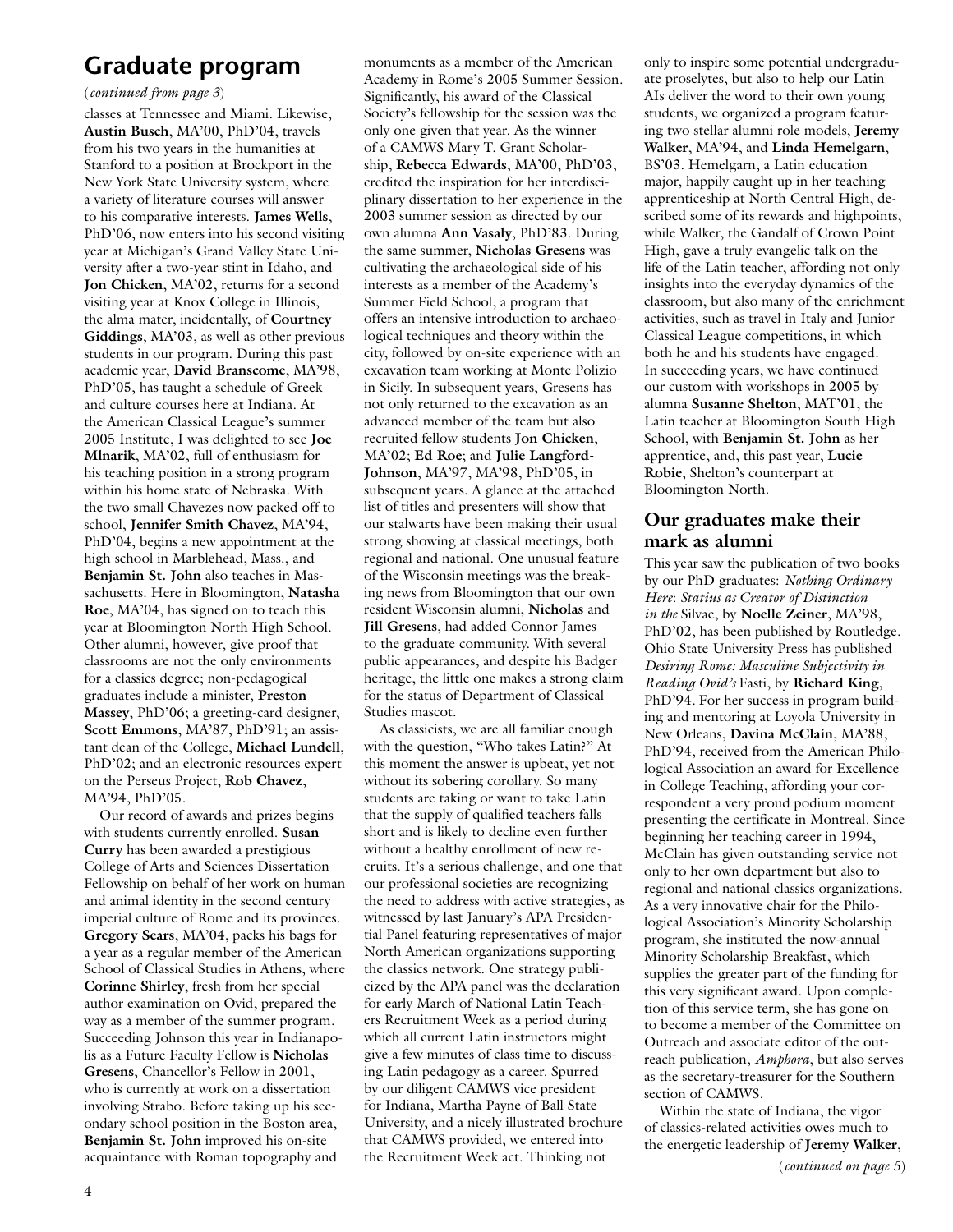## Graduate program

(*continued from page 3*)

classes at Tennessee and Miami. Likewise, **Austin Busch**, MA'00, PhD'04, travels from his two years in the humanities at Stanford to a position at Brockport in the New York State University system, where a variety of literature courses will answer to his comparative interests. **James Wells**, PhD'06, now enters into his second visiting year at Michigan's Grand Valley State University after a two-year stint in Idaho, and **Jon Chicken**, MA'02, returns for a second visiting year at Knox College in Illinois, the alma mater, incidentally, of **Courtney Giddings**, MA'03, as well as other previous students in our program. During this past academic year, **David Branscome**, MA'98, PhD'05, has taught a schedule of Greek and culture courses here at Indiana. At the American Classical League's summer 2005 Institute, I was delighted to see **Joe Mlnarik**, MA'02, full of enthusiasm for his teaching position in a strong program within his home state of Nebraska. With the two small Chavezes now packed off to school, **Jennifer Smith Chavez**, MA'94, PhD'04, begins a new appointment at the high school in Marblehead, Mass., and **Benjamin St. John** also teaches in Massachusetts. Here in Bloomington, **Natasha Roe**, MA'04, has signed on to teach this year at Bloomington North High School. Other alumni, however, give proof that classrooms are not the only environments for a classics degree; non-pedagogical graduates include a minister, **Preston Massey**, PhD'06; a greeting-card designer, **Scott Emmons**, MA'87, PhD'91; an assistant dean of the College, **Michael Lundell**, PhD'02; and an electronic resources expert on the Perseus Project, **Rob Chavez**, MA'94, PhD'05.

Our record of awards and prizes begins with students currently enrolled. **Susan Curry** has been awarded a prestigious College of Arts and Sciences Dissertation Fellowship on behalf of her work on human and animal identity in the second century imperial culture of Rome and its provinces. **Gregory Sears**, MA'04, packs his bags for a year as a regular member of the American School of Classical Studies in Athens, where **Corinne Shirley**, fresh from her special author examination on Ovid, prepared the way as a member of the summer program. Succeeding Johnson this year in Indianapolis as a Future Faculty Fellow is **Nicholas Gresens**, Chancellor's Fellow in 2001, who is currently at work on a dissertation involving Strabo. Before taking up his secondary school position in the Boston area, **Benjamin St. John** improved his on-site acquaintance with Roman topography and monuments as a member of the American Academy in Rome's 2005 Summer Session. Significantly, his award of the Classical Society's fellowship for the session was the only one given that year. As the winner of a CAMWS Mary T. Grant Scholarship, **Rebecca Edwards**, MA'00, PhD'03, credited the inspiration for her interdisciplinary dissertation to her experience in the 2003 summer session as directed by our own alumna **Ann Vasaly**, PhD'83. During the same summer, **Nicholas Gresens** was cultivating the archaeological side of his interests as a member of the Academy's Summer Field School, a program that offers an intensive introduction to archaeological techniques and theory within the city, followed by on-site experience with an excavation team working at Monte Polizio in Sicily. In subsequent years, Gresens has not only returned to the excavation as an advanced member of the team but also recruited fellow students **Jon Chicken**, MA'02; **Ed Roe**; and **Julie Langford-Johnson**, MA'97, MA'98, PhD'05, in subsequent years. A glance at the attached list of titles and presenters will show that our stalwarts have been making their usual strong showing at classical meetings, both regional and national. One unusual feature of the Wisconsin meetings was the breaking news from Bloomington that our own resident Wisconsin alumni, **Nicholas** and **Jill Gresens**, had added Connor James to the graduate community. With several public appearances, and despite his Badger heritage, the little one makes a strong claim for the status of Department of Classical Studies mascot.

As classicists, we are all familiar enough with the question, "Who takes Latin?" At this moment the answer is upbeat, yet not without its sobering corollary. So many students are taking or want to take Latin that the supply of qualified teachers falls short and is likely to decline even further without a healthy enrollment of new recruits. It's a serious challenge, and one that our professional societies are recognizing the need to address with active strategies, as witnessed by last January's APA Presidential Panel featuring representatives of major North American organizations supporting the classics network. One strategy publicized by the APA panel was the declaration for early March of National Latin Teachers Recruitment Week as a period during which all current Latin instructors might give a few minutes of class time to discussing Latin pedagogy as a career. Spurred by our diligent CAMWS vice president for Indiana, Martha Payne of Ball State University, and a nicely illustrated brochure that CAMWS provided, we entered into the Recruitment Week act. Thinking not only to inspire some potential undergraduate proselytes, but also to help our Latin AIs deliver the word to their own young students, we organized a program featuring two stellar alumni role models, **Jeremy Walker**, MA'94, and **Linda Hemelgarn**, BS'03. Hemelgarn, a Latin education major, happily caught up in her teaching apprenticeship at North Central High, described some of its rewards and highpoints, while Walker, the Gandalf of Crown Point High, gave a truly evangelic talk on the life of the Latin teacher, affording not only insights into the everyday dynamics of the classroom, but also many of the enrichment activities, such as travel in Italy and Junior Classical League competitions, in which both he and his students have engaged. In succeeding years, we have continued our custom with workshops in 2005 by alumna **Susanne Shelton**, MAT'01, the Latin teacher at Bloomington South High School, with **Benjamin St. John** as her apprentice, and, this past year, **Lucie Robie**, Shelton's counterpart at Bloomington North.

### Our graduates make their mark as alumni

This year saw the publication of two books by our PhD graduates: *Nothing Ordinary Here*: *Statius as Creator of Distinction in the* Silvae, by **Noelle Zeiner**, MA'98, PhD'02, has been published by Routledge. Ohio State University Press has published *Desiring Rome: Masculine Subjectivity in Reading Ovid's* Fasti, by **Richard King**, PhD'94. For her success in program building and mentoring at Loyola University in New Orleans, **Davina McClain**, MA'88, PhD'94, received from the American Philological Association an award for Excellence in College Teaching, affording your correspondent a very proud podium moment presenting the certificate in Montreal. Since beginning her teaching career in 1994, McClain has given outstanding service not only to her own department but also to regional and national classics organizations. As a very innovative chair for the Philological Association's Minority Scholarship program, she instituted the now-annual Minority Scholarship Breakfast, which supplies the greater part of the funding for this very significant award. Upon completion of this service term, she has gone on to become a member of the Committee on Outreach and associate editor of the outreach publication, *Amphora*, but also serves as the secretary-treasurer for the Southern section of CAMWS.

Within the state of Indiana, the vigor of classics-related activities owes much to the energetic leadership of **Jeremy Walker**,

(*continued on page 5*)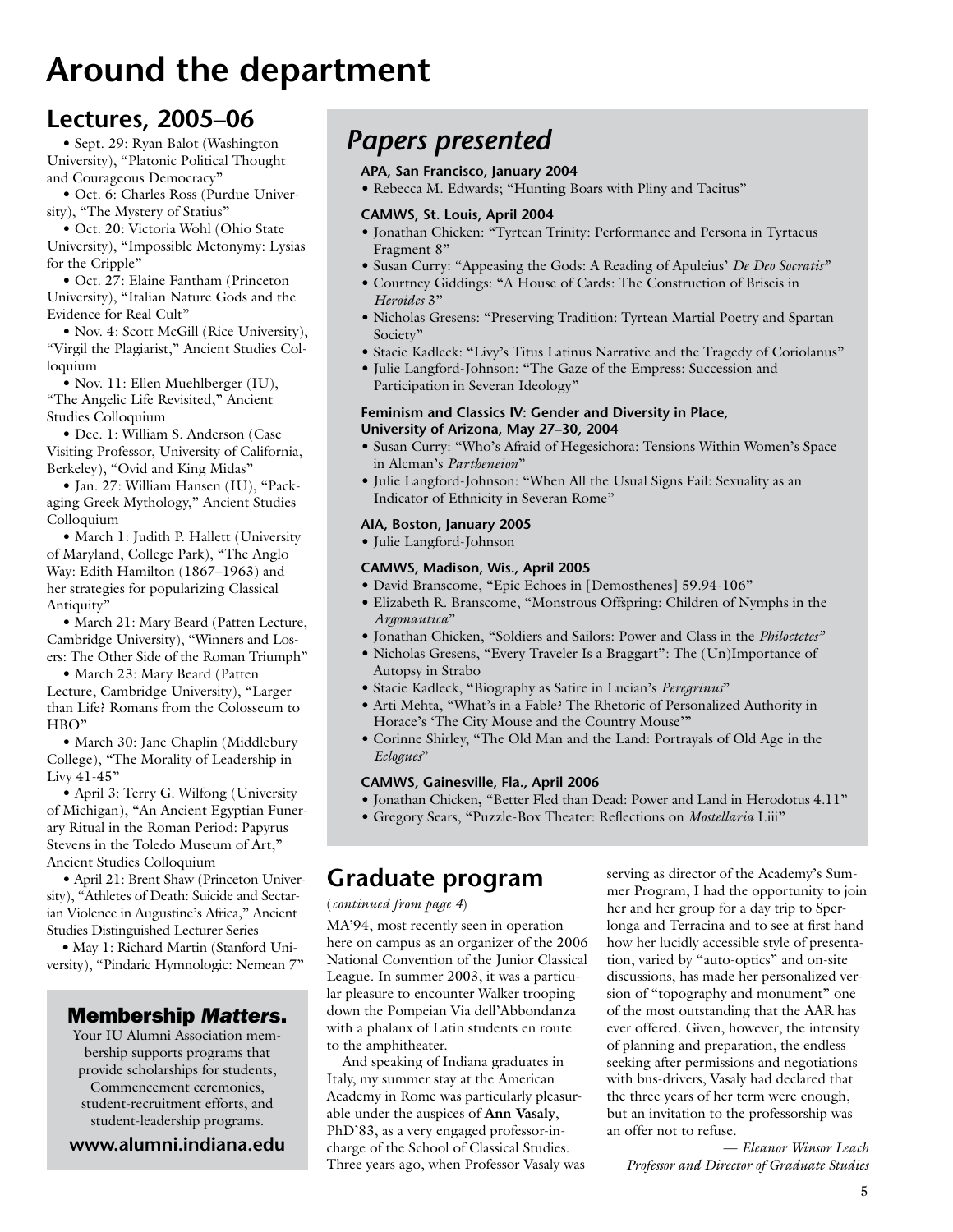# Around the department

## Lectures, 2005–06

- Sept. 29: Ryan Balot (Washington University), "Platonic Political Thought and Courageous Democracy"
- Oct. 6: Charles Ross (Purdue University), "The Mystery of Statius"
- Oct. 20: Victoria Wohl (Ohio State University), "Impossible Metonymy: Lysias for the Cripple"
- Oct. 27: Elaine Fantham (Princeton University), "Italian Nature Gods and the Evidence for Real Cult"
- Nov. 4: Scott McGill (Rice University), "Virgil the Plagiarist," Ancient Studies Colloquium
- Nov. 11: Ellen Muehlberger (IU), "The Angelic Life Revisited," Ancient Studies Colloquium
- Dec. 1: William S. Anderson (Case Visiting Professor, University of California, Berkeley), "Ovid and King Midas"
- Jan. 27: William Hansen (IU), "Packaging Greek Mythology," Ancient Studies Colloquium
- March 1: Judith P. Hallett (University of Maryland, College Park), "The Anglo Way: Edith Hamilton (1867–1963) and her strategies for popularizing Classical Antiquity"
- March 21: Mary Beard (Patten Lecture, Cambridge University), "Winners and Losers: The Other Side of the Roman Triumph"
- March 23: Mary Beard (Patten Lecture, Cambridge University), "Larger than Life? Romans from the Colosseum to HBO"
- March 30: Jane Chaplin (Middlebury College), "The Morality of Leadership in Livy 41-45"
- April 3: Terry G. Wilfong (University of Michigan), "An Ancient Egyptian Funerary Ritual in the Roman Period: Papyrus Stevens in the Toledo Museum of Art," Ancient Studies Colloquium
- April 21: Brent Shaw (Princeton University), "Athletes of Death: Suicide and Sectarian Violence in Augustine's Africa," Ancient Studies Distinguished Lecturer Series
- May 1: Richard Martin (Stanford University), "Pindaric Hymnologic: Nemean 7"

### Membership *Matters*.

Your IU Alumni Association membership supports programs that provide scholarships for students, Commencement ceremonies, student-recruitment efforts, and student-leadership programs.

**www.alumni.indiana.edu**

## *Papers presented*

**APA, San Francisco, January 2004**

- Rebecca M. Edwards; "Hunting Boars with Pliny and Tacitus"

**CAMWS, St. Louis, April 2004**

- Jonathan Chicken: "Tyrtean Trinity: Performance and Persona in Tyrtaeus Fragment 8"
- Susan Curry: "Appeasing the Gods: A Reading of Apuleius' *De Deo Socratis*"
- Courtney Giddings: "A House of Cards: The Construction of Briseis in *Heroides* 3"
- Nicholas Gresens: "Preserving Tradition: Tyrtean Martial Poetry and Spartan Society"
- Stacie Kadleck: "Livy's Titus Latinus Narrative and the Tragedy of Coriolanus"
- Julie Langford-Johnson: "The Gaze of the Empress: Succession and Participation in Severan Ideology"

**Feminism and Classics IV: Gender and Diversity in Place, University of Arizona, May 27–30, 2004**

- Susan Curry: "Who's Afraid of Hegesichora: Tensions Within Women's Space in Alcman's *Partheneion*"
- Julie Langford-Johnson: "When All the Usual Signs Fail: Sexuality as an Indicator of Ethnicity in Severan Rome"

**AIA, Boston, January 2005**

- Julie Langford-Johnson

**CAMWS, Madison, Wis., April 2005**

- David Branscome, "Epic Echoes in [Demosthenes] 59.94-106"
- Elizabeth R. Branscome, "Monstrous Offspring: Children of Nymphs in the *Argonautica*"
- Jonathan Chicken, "Soldiers and Sailors: Power and Class in the *Philoctetes*"
- Nicholas Gresens, "Every Traveler Is a Braggart": The (Un)Importance of Autopsy in Strabo
- Stacie Kadleck, "Biography as Satire in Lucian's *Peregrinus*"
- Arti Mehta, "What's in a Fable? The Rhetoric of Personalized Authority in Horace's 'The City Mouse and the Country Mouse'"
- Corinne Shirley, "The Old Man and the Land: Portrayals of Old Age in the *Eclogues*"

**CAMWS, Gainesville, Fla., April 2006**

- Jonathan Chicken, "Better Fled than Dead: Power and Land in Herodotus 4.11"
- Gregory Sears, "Puzzle-Box Theater: Reflections on *Mostellaria* I.iii"

## Graduate program

(*continued from page 4*)

MA'94, most recently seen in operation here on campus as an organizer of the 2006 National Convention of the Junior Classical League. In summer 2003, it was a particular pleasure to encounter Walker trooping down the Pompeian Via dell'Abbondanza with a phalanx of Latin students en route to the amphitheater.

And speaking of Indiana graduates in Italy, my summer stay at the American Academy in Rome was particularly pleasurable under the auspices of **Ann Vasaly**, PhD'83, as a very engaged professor-in-charge of the School of Classical Studies. Three years ago, when Professor Vasaly was serving as director of the Academy's Summer Program, I had the opportunity to join her and her group for a day trip to Sperlonga and Terracina and to see at first hand how her lucidly accessible style of presentation, varied by "auto-optics" and on-site discussions, has made her personalized version of "topography and monument" one of the most outstanding that the AAR has ever offered. Given, however, the intensity of planning and preparation, the endless seeking after permissions and negotiations with bus-drivers, Vasaly had declared that the three years of her term were enough, but an invitation to the professorship was an offer not to refuse.

*— Eleanor Winsor Leach*
*Professor and Director of Graduate Studies*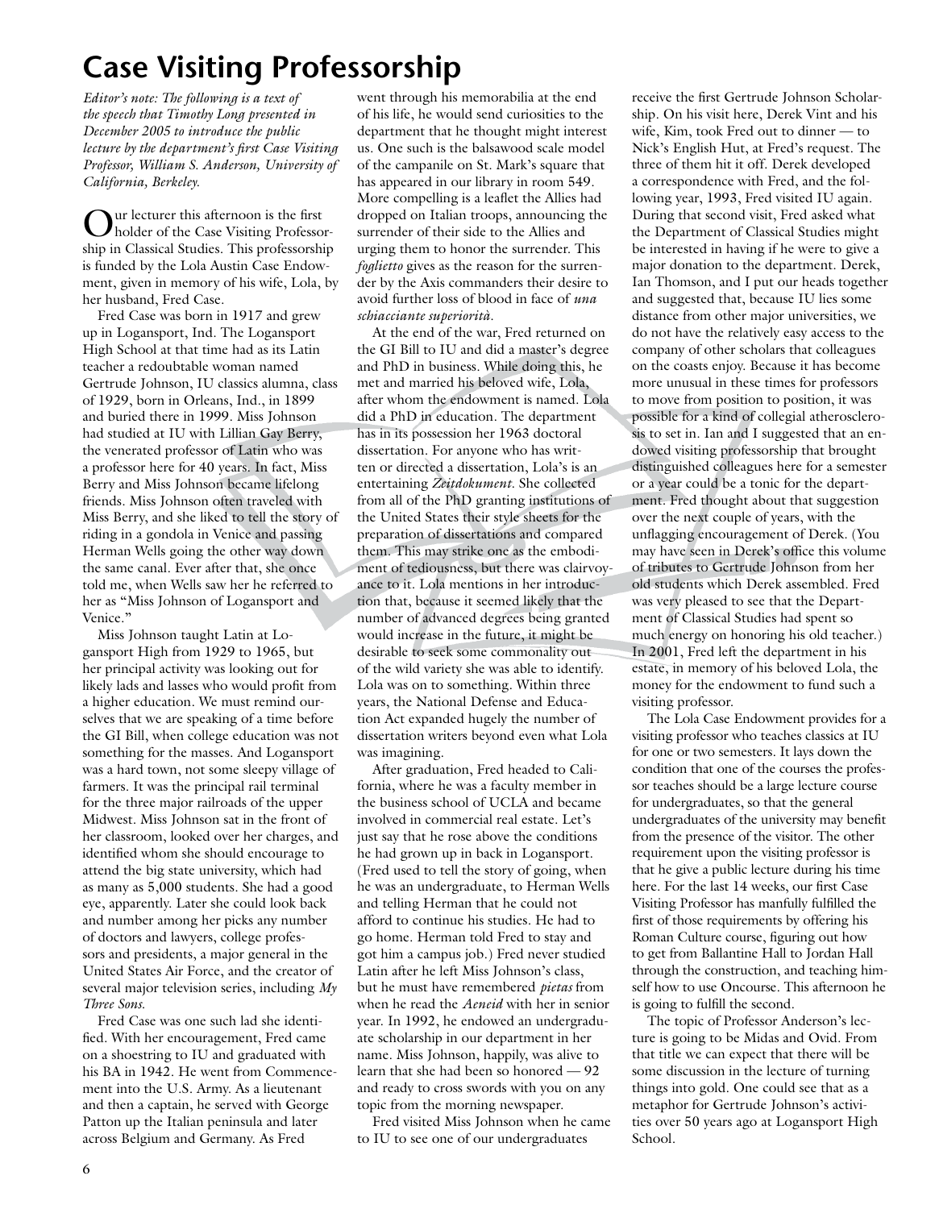# Case Visiting Professorship

*Editor's note: The following is a text of the speech that Timothy Long presented in December 2005 to introduce the public lecture by the department's first Case Visiting Professor, William S. Anderson, University of California, Berkeley.*

Our lecturer this afternoon is the first holder of the Case Visiting Professorship in Classical Studies. This professorship is funded by the Lola Austin Case Endowment, given in memory of his wife, Lola, by her husband, Fred Case.

Fred Case was born in 1917 and grew up in Logansport, Ind. The Logansport High School at that time had as its Latin teacher a redoubtable woman named Gertrude Johnson, IU classics alumna, class of 1929, born in Orleans, Ind., in 1899 and buried there in 1999. Miss Johnson had studied at IU with Lillian Gay Berry, the venerated professor of Latin who was a professor here for 40 years. In fact, Miss Berry and Miss Johnson became lifelong friends. Miss Johnson often traveled with Miss Berry, and she liked to tell the story of riding in a gondola in Venice and passing Herman Wells going the other way down the same canal. Ever after that, she once told me, when Wells saw her he referred to her as "Miss Johnson of Logansport and Venice."

Miss Johnson taught Latin at Logansport High from 1929 to 1965, but her principal activity was looking out for likely lads and lasses who would profit from a higher education. We must remind ourselves that we are speaking of a time before the GI Bill, when college education was not something for the masses. And Logansport was a hard town, not some sleepy village of farmers. It was the principal rail terminal for the three major railroads of the upper Midwest. Miss Johnson sat in the front of her classroom, looked over her charges, and identified whom she should encourage to attend the big state university, which had as many as 5,000 students. She had a good eye, apparently. Later she could look back and number among her picks any number of doctors and lawyers, college professors and presidents, a major general in the United States Air Force, and the creator of several major television series, including *My Three Sons*.

Fred Case was one such lad she identified. With her encouragement, Fred came on a shoestring to IU and graduated with his BA in 1942. He went from Commencement into the U.S. Army. As a lieutenant and then a captain, he served with George Patton up the Italian peninsula and later across Belgium and Germany. As Fred went through his memorabilia at the end of his life, he would send curiosities to the department that he thought might interest us. One such is the balsawood scale model of the campanile on St. Mark's square that has appeared in our library in room 549. More compelling is a leaflet the Allies had dropped on Italian troops, announcing the surrender of their side to the Allies and urging them to honor the surrender. This *foglietto* gives as the reason for the surrender by the Axis commanders their desire to avoid further loss of blood in face of *una schiacciante superiorità*.

At the end of the war, Fred returned on the GI Bill to IU and did a master's degree and PhD in business. While doing this, he met and married his beloved wife, Lola, after whom the endowment is named. Lola did a PhD in education. The department has in its possession her 1963 doctoral dissertation. For anyone who has written or directed a dissertation, Lola's is an entertaining *Zeitdokument*. She collected from all of the PhD granting institutions of the United States their style sheets for the preparation of dissertations and compared them. This may strike one as the embodiment of tediousness, but there was clairvoyance to it. Lola mentions in her introduction that, because it seemed likely that the number of advanced degrees being granted would increase in the future, it might be desirable to seek some commonality out of the wild variety she was able to identify. Lola was on to something. Within three years, the National Defense and Education Act expanded hugely the number of dissertation writers beyond even what Lola was imagining.

After graduation, Fred headed to California, where he was a faculty member in the business school of UCLA and became involved in commercial real estate. Let's just say that he rose above the conditions he had grown up in back in Logansport. (Fred used to tell the story of going, when he was an undergraduate, to Herman Wells and telling Herman that he could not afford to continue his studies. He had to go home. Herman told Fred to stay and got him a campus job.) Fred never studied Latin after he left Miss Johnson's class, but he must have remembered *pietas* from when he read the *Aeneid* with her in senior year. In 1992, he endowed an undergraduate scholarship in our department in her name. Miss Johnson, happily, was alive to learn that she had been so honored — 92 and ready to cross swords with you on any topic from the morning newspaper.

Fred visited Miss Johnson when he came to IU to see one of our undergraduates receive the first Gertrude Johnson Scholarship. On his visit here, Derek Vint and his wife, Kim, took Fred out to dinner — to Nick's English Hut, at Fred's request. The three of them hit it off. Derek developed a correspondence with Fred, and the following year, 1993, Fred visited IU again. During that second visit, Fred asked what the Department of Classical Studies might be interested in having if he were to give a major donation to the department. Derek, Ian Thomson, and I put our heads together and suggested that, because IU lies some distance from other major universities, we do not have the relatively easy access to the company of other scholars that colleagues on the coasts enjoy. Because it has become more unusual in these times for professors to move from position to position, it was possible for a kind of collegial atherosclerosis to set in. Ian and I suggested that an endowed visiting professorship that brought distinguished colleagues here for a semester or a year could be a tonic for the department. Fred thought about that suggestion over the next couple of years, with the unflagging encouragement of Derek. (You may have seen in Derek's office this volume of tributes to Gertrude Johnson from her old students which Derek assembled. Fred was very pleased to see that the Department of Classical Studies had spent so much energy on honoring his old teacher.) In 2001, Fred left the department in his estate, in memory of his beloved Lola, the money for the endowment to fund such a visiting professor.

The Lola Case Endowment provides for a visiting professor who teaches classics at IU for one or two semesters. It lays down the condition that one of the courses the professor teaches should be a large lecture course for undergraduates, so that the general undergraduates of the university may benefit from the presence of the visitor. The other requirement upon the visiting professor is that he give a public lecture during his time here. For the last 14 weeks, our first Case Visiting Professor has manfully fulfilled the first of those requirements by offering his Roman Culture course, figuring out how to get from Ballantine Hall to Jordan Hall through the construction, and teaching himself how to use Oncourse. This afternoon he is going to fulfill the second.

The topic of Professor Anderson's lecture is going to be Midas and Ovid. From that title we can expect that there will be some discussion in the lecture of turning things into gold. One could see that as a metaphor for Gertrude Johnson's activities over 50 years ago at Logansport High School.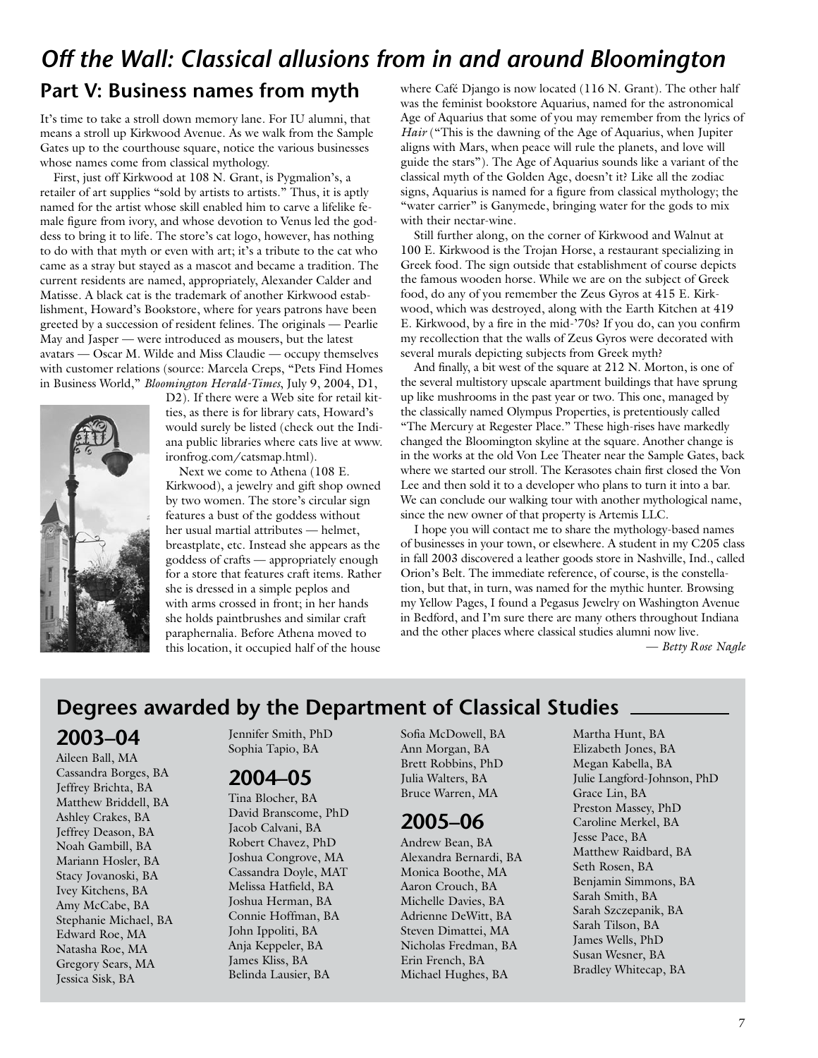# *Off the Wall: Classical allusions from in and around Bloomington*

## Part V: Business names from myth

It's time to take a stroll down memory lane. For IU alumni, that means a stroll up Kirkwood Avenue. As we walk from the Sample Gates up to the courthouse square, notice the various businesses whose names come from classical mythology.

First, just off Kirkwood at 108 N. Grant, is Pygmalion's, a retailer of art supplies "sold by artists to artists." Thus, it is aptly named for the artist whose skill enabled him to carve a lifelike female figure from ivory, and whose devotion to Venus led the goddess to bring it to life. The store's cat logo, however, has nothing to do with that myth or even with art; it's a tribute to the cat who came as a stray but stayed as a mascot and became a tradition. The current residents are named, appropriately, Alexander Calder and Matisse. A black cat is the trademark of another Kirkwood establishment, Howard's Bookstore, where for years patrons have been greeted by a succession of resident felines. The originals — Pearlie May and Jasper — were introduced as mousers, but the latest avatars — Oscar M. Wilde and Miss Claudie — occupy themselves with customer relations (source: Marcela Creps, "Pets Find Homes in Business World," *Bloomington Herald-Times*, July 9, 2004, D1, D2). If there were a Web site for retail kitties, as there is for library cats, Howard's would surely be listed (check out the Indiana public libraries where cats live at www.ironfrog.com/catsmap.html).

Next we come to Athena (108 E. Kirkwood), a jewelry and gift shop owned by two women. The store's circular sign features a bust of the goddess without her usual martial attributes — helmet, breastplate, etc. Instead she appears as the goddess of crafts — appropriately enough for a store that features craft items. Rather she is dressed in a simple peplos and with arms crossed in front; in her hands she holds paintbrushes and similar craft paraphernalia. Before Athena moved to this location, it occupied half of the house where Café Django is now located (116 N. Grant). The other half was the feminist bookstore Aquarius, named for the astronomical Age of Aquarius that some of you may remember from the lyrics of *Hair* ("This is the dawning of the Age of Aquarius, when Jupiter aligns with Mars, when peace will rule the planets, and love will guide the stars"). The Age of Aquarius sounds like a variant of the classical myth of the Golden Age, doesn't it? Like all the zodiac signs, Aquarius is named for a figure from classical mythology; the "water carrier" is Ganymede, bringing water for the gods to mix with their nectar-wine.

Still further along, on the corner of Kirkwood and Walnut at 100 E. Kirkwood is the Trojan Horse, a restaurant specializing in Greek food. The sign outside that establishment of course depicts the famous wooden horse. While we are on the subject of Greek food, do any of you remember the Zeus Gyros at 415 E. Kirkwood, which was destroyed, along with the Earth Kitchen at 419 E. Kirkwood, by a fire in the mid-'70s? If you do, can you confirm my recollection that the walls of Zeus Gyros were decorated with several murals depicting subjects from Greek myth?

And finally, a bit west of the square at 212 N. Morton, is one of the several multistory upscale apartment buildings that have sprung up like mushrooms in the past year or two. This one, managed by the classically named Olympus Properties, is pretentiously called "The Mercury at Regester Place." These high-rises have markedly changed the Bloomington skyline at the square. Another change is in the works at the old Von Lee Theater near the Sample Gates, back where we started our stroll. The Kerasotes chain first closed the Von Lee and then sold it to a developer who plans to turn it into a bar. We can conclude our walking tour with another mythological name, since the new owner of that property is Artemis LLC.

I hope you will contact me to share the mythology-based names of businesses in your town, or elsewhere. A student in my C205 class in fall 2003 discovered a leather goods store in Nashville, Ind., called Orion's Belt. The immediate reference, of course, is the constellation, but that, in turn, was named for the mythic hunter. Browsing my Yellow Pages, I found a Pegasus Jewelry on Washington Avenue in Bedford, and I'm sure there are many others throughout Indiana and the other places where classical studies alumni now live.

— *Betty Rose Nagle*

## Degrees awarded by the Department of Classical Studies

### 2003–04

Aileen Ball, MA
Cassandra Borges, BA
Jeffrey Brichta, BA
Matthew Briddell, BA
Ashley Crakes, BA
Jeffrey Deason, BA
Noah Gambill, BA
Mariann Hosler, BA
Stacy Jovanoski, BA
Ivey Kitchens, BA
Amy McCabe, BA
Stephanie Michael, BA
Edward Roe, MA
Natasha Roe, MA
Gregory Sears, MA
Jessica Sisk, BA
Jennifer Smith, PhD
Sophia Tapio, BA

### 2004–05

Tina Blocher, BA
David Branscome, PhD
Jacob Calvani, BA
Robert Chavez, PhD
Joshua Congrove, MA
Cassandra Doyle, MAT
Melissa Hatfield, BA
Joshua Herman, BA
Connie Hoffman, BA
John Ippoliti, BA
Anja Keppeler, BA
James Kliss, BA
Belinda Lausier, BA
Sofia McDowell, BA
Ann Morgan, BA
Brett Robbins, PhD
Julia Walters, BA
Bruce Warren, MA

### 2005–06

Andrew Bean, BA
Alexandra Bernardi, BA
Monica Boothe, MA
Aaron Crouch, BA
Michelle Davies, BA
Adrienne DeWitt, BA
Steven Dimattei, MA
Nicholas Fredman, BA
Erin French, BA
Michael Hughes, BA
Martha Hunt, BA
Elizabeth Jones, BA
Megan Kabella, BA
Julie Langford-Johnson, PhD
Grace Lin, BA
Preston Massey, PhD
Caroline Merkel, BA
Jesse Pace, BA
Matthew Raidbard, BA
Seth Rosen, BA
Benjamin Simmons, BA
Sarah Smith, BA
Sarah Szczepanik, BA
Sarah Tilson, BA
James Wells, PhD
Susan Wesner, BA
Bradley Whitecap, BA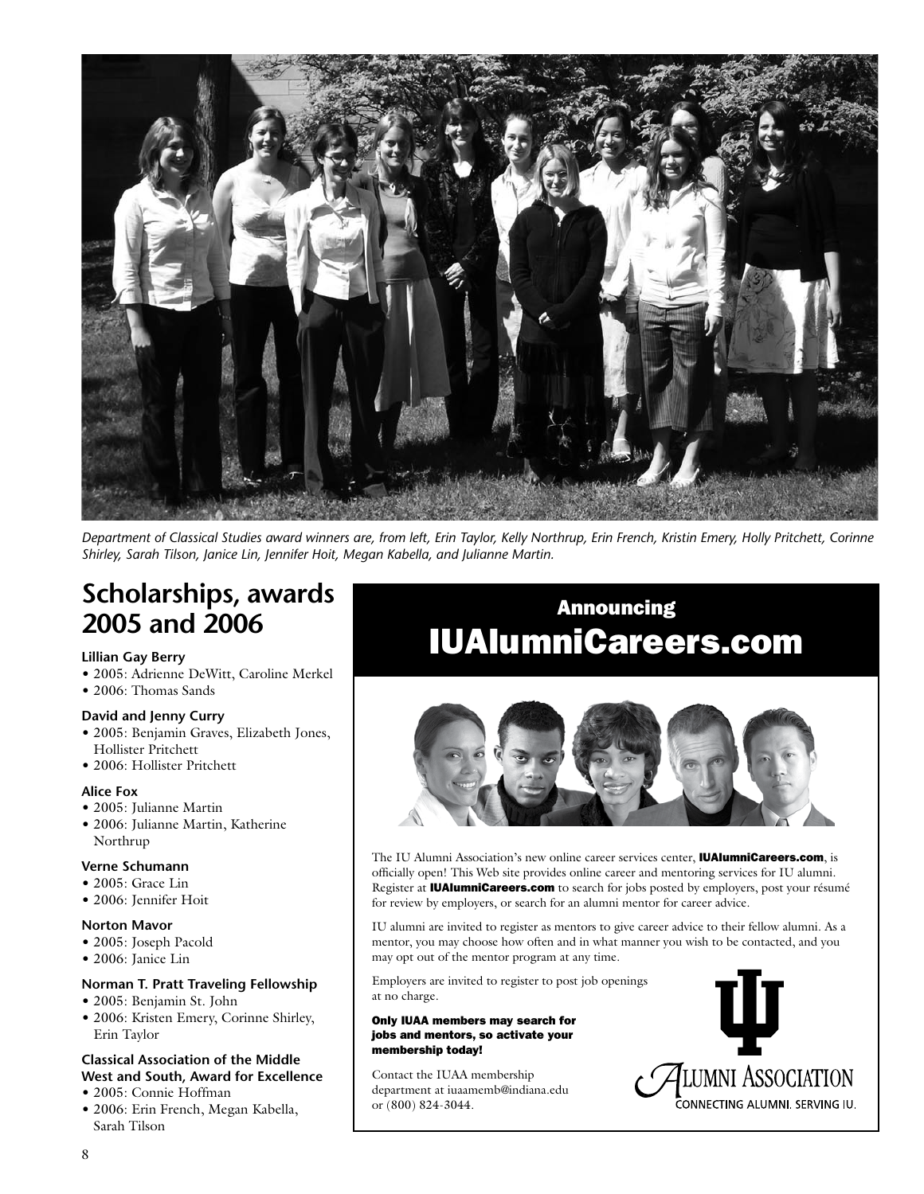*Department of Classical Studies award winners are, from left, Erin Taylor, Kelly Northrup, Erin French, Kristin Emery, Holly Pritchett, Corinne Shirley, Sarah Tilson, Janice Lin, Jennifer Hoit, Megan Kabella, and Julianne Martin.*

## Scholarships, awards 2005 and 2006

**Lillian Gay Berry**
- 2005: Adrienne DeWitt, Caroline Merkel
- 2006: Thomas Sands

**David and Jenny Curry**
- 2005: Benjamin Graves, Elizabeth Jones, Hollister Pritchett
- 2006: Hollister Pritchett

**Alice Fox**
- 2005: Julianne Martin
- 2006: Julianne Martin, Katherine Northrup

**Verne Schumann**
- 2005: Grace Lin
- 2006: Jennifer Hoit

**Norton Mavor**
- 2005: Joseph Pacold
- 2006: Janice Lin

**Norman T. Pratt Traveling Fellowship**
- 2005: Benjamin St. John
- 2006: Kristen Emery, Corinne Shirley, Erin Taylor

**Classical Association of the Middle West and South, Award for Excellence**
- 2005: Connie Hoffman
- 2006: Erin French, Megan Kabella, Sarah Tilson

## Announcing IUAlumniCareers.com

The IU Alumni Association's new online career services center, **IUAlumniCareers.com**, is officially open! This Web site provides online career and mentoring services for IU alumni. Register at **IUAlumniCareers.com** to search for jobs posted by employers, post your résumé for review by employers, or search for an alumni mentor for career advice.

IU alumni are invited to register as mentors to give career advice to their fellow alumni. As a mentor, you may choose how often and in what manner you wish to be contacted, and you may opt out of the mentor program at any time.

Employers are invited to register to post job openings at no charge.

**Only IUAA members may search for jobs and mentors, so activate your membership today!**

Contact the IUAA membership department at iuaamemb@indiana.edu or (800) 824-3044.

ALUMNI ASSOCIATION
CONNECTING ALUMNI. SERVING IU.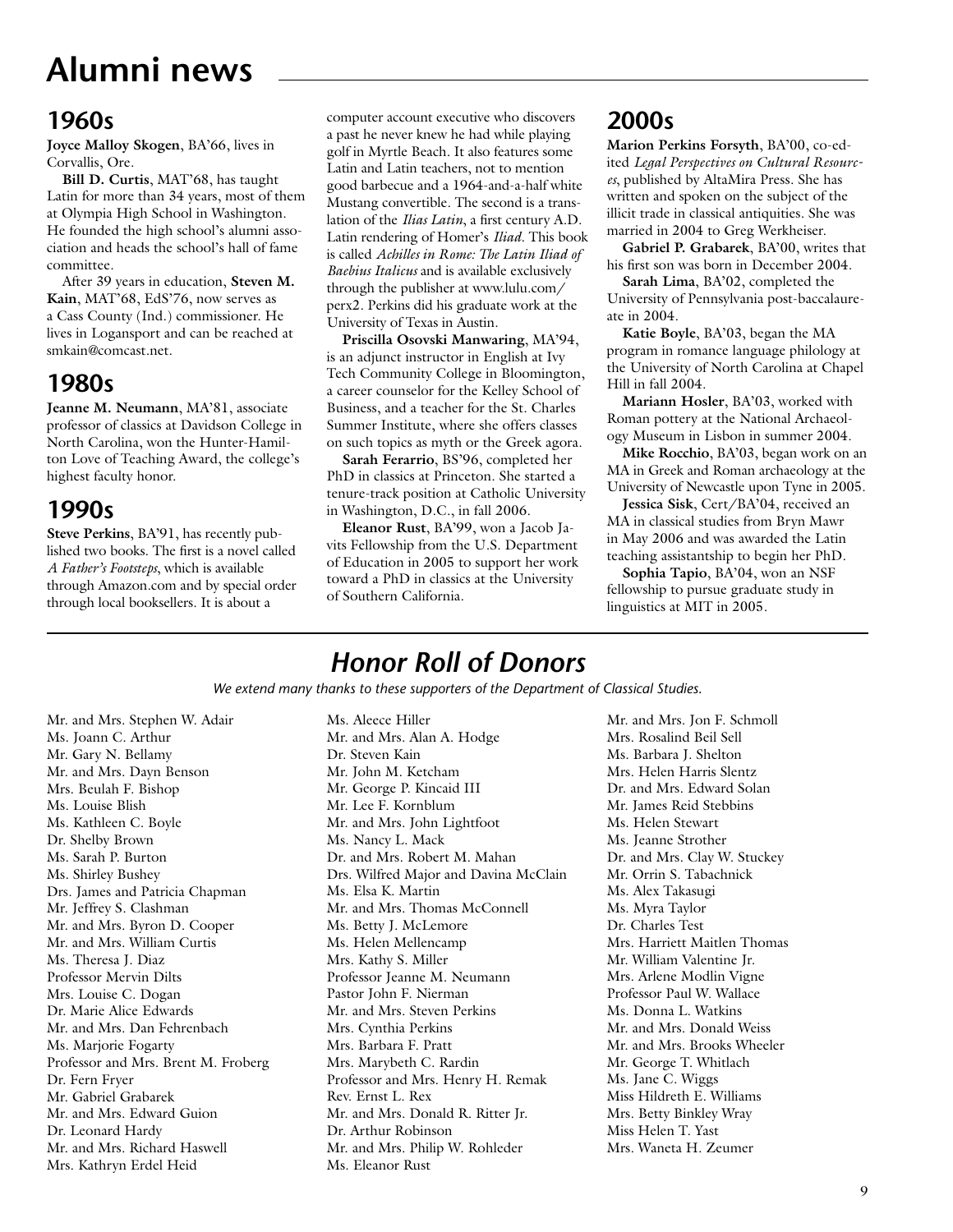# Alumni news

## 1960s

**Joyce Malloy Skogen**, BA'66, lives in Corvallis, Ore.

**Bill D. Curtis**, MAT'68, has taught Latin for more than 34 years, most of them at Olympia High School in Washington. He founded the high school's alumni association and heads the school's hall of fame committee.

After 39 years in education, **Steven M. Kain**, MAT'68, EdS'76, now serves as a Cass County (Ind.) commissioner. He lives in Logansport and can be reached at smkain@comcast.net.

## 1980s

**Jeanne M. Neumann**, MA'81, associate professor of classics at Davidson College in North Carolina, won the Hunter-Hamilton Love of Teaching Award, the college's highest faculty honor.

## 1990s

**Steve Perkins**, BA'91, has recently published two books. The first is a novel called *A Father's Footsteps*, which is available through Amazon.com and by special order through local booksellers. It is about a computer account executive who discovers a past he never knew he had while playing golf in Myrtle Beach. It also features some Latin and Latin teachers, not to mention good barbecue and a 1964-and-a-half white Mustang convertible. The second is a translation of the *Ilias Latin*, a first century A.D. Latin rendering of Homer's *Iliad*. This book is called *Achilles in Rome: The Latin Iliad of Baebius Italicus* and is available exclusively through the publisher at www.lulu.com/perx2. Perkins did his graduate work at the University of Texas in Austin.

**Priscilla Osovski Manwaring**, MA'94, is an adjunct instructor in English at Ivy Tech Community College in Bloomington, a career counselor for the Kelley School of Business, and a teacher for the St. Charles Summer Institute, where she offers classes on such topics as myth or the Greek agora.

**Sarah Ferarrio**, BS'96, completed her PhD in classics at Princeton. She started a tenure-track position at Catholic University in Washington, D.C., in fall 2006.

**Eleanor Rust**, BA'99, won a Jacob Javits Fellowship from the U.S. Department of Education in 2005 to support her work toward a PhD in classics at the University of Southern California.

## 2000s

**Marion Perkins Forsyth**, BA'00, co-edited *Legal Perspectives on Cultural Resources*, published by AltaMira Press. She has written and spoken on the subject of the illicit trade in classical antiquities. She was married in 2004 to Greg Werkheiser.

**Gabriel P. Grabarek**, BA'00, writes that his first son was born in December 2004.

**Sarah Lima**, BA'02, completed the University of Pennsylvania post-baccalaureate in 2004.

**Katie Boyle**, BA'03, began the MA program in romance language philology at the University of North Carolina at Chapel Hill in fall 2004.

**Mariann Hosler**, BA'03, worked with Roman pottery at the National Archaeology Museum in Lisbon in summer 2004.

**Mike Rocchio**, BA'03, began work on an MA in Greek and Roman archaeology at the University of Newcastle upon Tyne in 2005.

**Jessica Sisk**, Cert/BA'04, received an MA in classical studies from Bryn Mawr in May 2006 and was awarded the Latin teaching assistantship to begin her PhD.

**Sophia Tapio**, BA'04, won an NSF fellowship to pursue graduate study in linguistics at MIT in 2005.

---

# *Honor Roll of Donors*

*We extend many thanks to these supporters of the Department of Classical Studies.*

Mr. and Mrs. Stephen W. Adair
Ms. Joann C. Arthur
Mr. Gary N. Bellamy
Mr. and Mrs. Dayn Benson
Mrs. Beulah F. Bishop
Ms. Louise Blish
Ms. Kathleen C. Boyle
Dr. Shelby Brown
Ms. Sarah P. Burton
Ms. Shirley Bushey
Drs. James and Patricia Chapman
Mr. Jeffrey S. Clashman
Mr. and Mrs. Byron D. Cooper
Mr. and Mrs. William Curtis
Ms. Theresa J. Diaz
Professor Mervin Dilts
Mrs. Louise C. Dogan
Dr. Marie Alice Edwards
Mr. and Mrs. Dan Fehrenbach
Ms. Marjorie Fogarty
Professor and Mrs. Brent M. Froberg
Dr. Fern Fryer
Mr. Gabriel Grabarek
Mr. and Mrs. Edward Guion
Dr. Leonard Hardy
Mr. and Mrs. Richard Haswell
Mrs. Kathryn Erdel Heid
Ms. Aleece Hiller
Mr. and Mrs. Alan A. Hodge
Dr. Steven Kain
Mr. John M. Ketcham
Mr. George P. Kincaid III
Mr. Lee F. Kornblum
Mr. and Mrs. John Lightfoot
Ms. Nancy L. Mack
Dr. and Mrs. Robert M. Mahan
Drs. Wilfred Major and Davina McClain
Ms. Elsa K. Martin
Mr. and Mrs. Thomas McConnell
Ms. Betty J. McLemore
Ms. Helen Mellencamp
Mrs. Kathy S. Miller
Professor Jeanne M. Neumann
Pastor John F. Nierman
Mr. and Mrs. Steven Perkins
Mrs. Cynthia Perkins
Mrs. Barbara F. Pratt
Mrs. Marybeth C. Rardin
Professor and Mrs. Henry H. Remak
Rev. Ernst L. Rex
Mr. and Mrs. Donald R. Ritter Jr.
Dr. Arthur Robinson
Mr. and Mrs. Philip W. Rohleder
Ms. Eleanor Rust
Mr. and Mrs. Jon F. Schmoll
Mrs. Rosalind Beil Sell
Ms. Barbara J. Shelton
Mrs. Helen Harris Slentz
Dr. and Mrs. Edward Solan
Mr. James Reid Stebbins
Ms. Helen Stewart
Ms. Jeanne Strother
Dr. and Mrs. Clay W. Stuckey
Mr. Orrin S. Tabachnick
Ms. Alex Takasugi
Ms. Myra Taylor
Dr. Charles Test
Mrs. Harriett Maitlen Thomas
Mr. William Valentine Jr.
Mrs. Arlene Modlin Vigne
Professor Paul W. Wallace
Ms. Donna L. Watkins
Mr. and Mrs. Donald Weiss
Mr. and Mrs. Brooks Wheeler
Mr. George T. Whitlach
Ms. Jane C. Wiggs
Miss Hildreth E. Williams
Mrs. Betty Binkley Wray
Miss Helen T. Yast
Mrs. Waneta H. Zeumer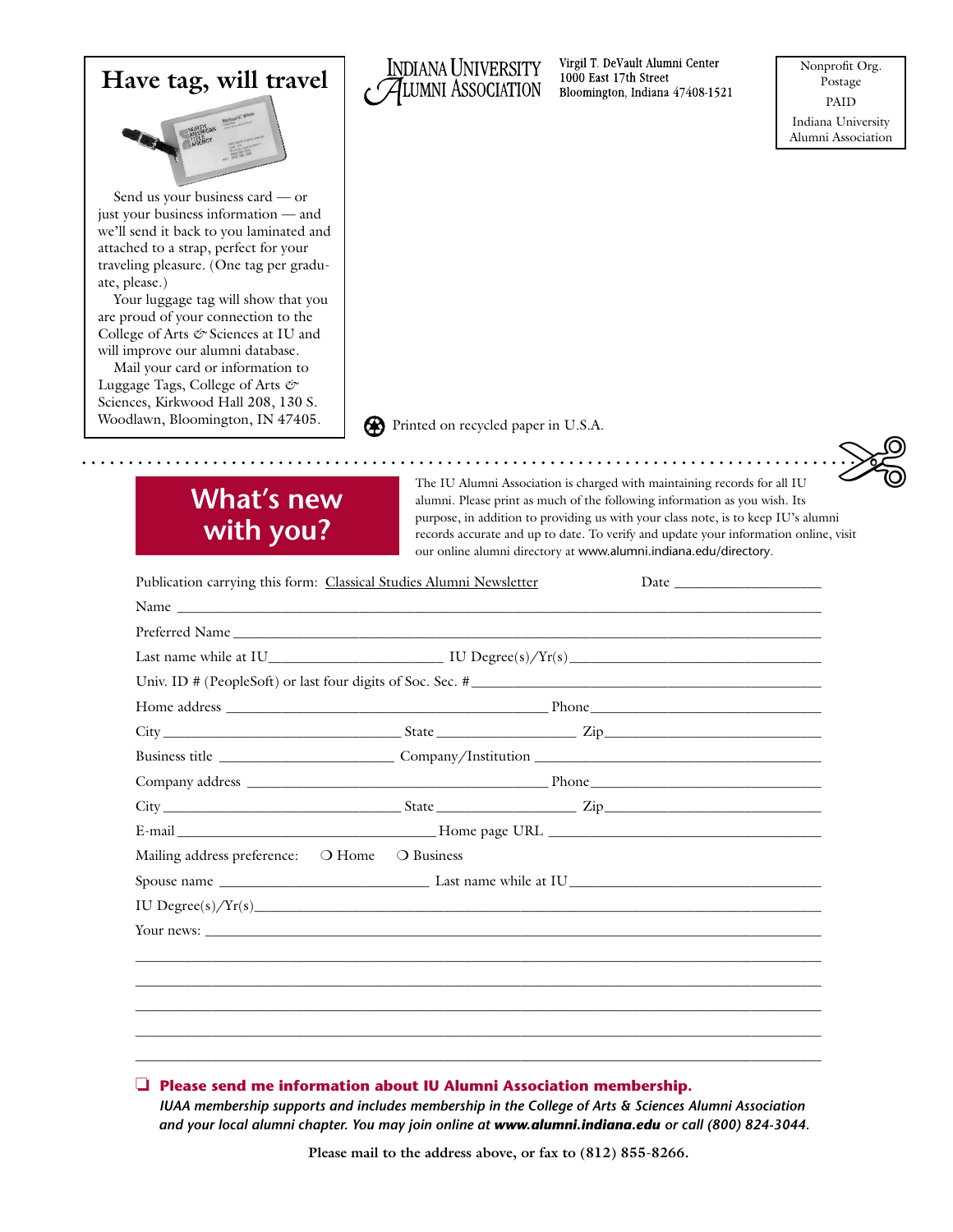## Have tag, will travel

Send us your business card — or just your business information — and we'll send it back to you laminated and attached to a strap, perfect for your traveling pleasure. (One tag per graduate, please.)

Your luggage tag will show that you are proud of your connection to the College of Arts & Sciences at IU and will improve our alumni database.

Mail your card or information to Luggage Tags, College of Arts & Sciences, Kirkwood Hall 208, 130 S. Woodlawn, Bloomington, IN 47405.

INDIANA UNIVERSITY ALUMNI ASSOCIATION

Virgil T. DeVault Alumni Center
1000 East 17th Street
Bloomington, Indiana 47408-1521

Nonprofit Org.
Postage
PAID
Indiana University
Alumni Association

Printed on recycled paper in U.S.A.

## What's new with you?

The IU Alumni Association is charged with maintaining records for all IU alumni. Please print as much of the following information as you wish. Its purpose, in addition to providing us with your class note, is to keep IU's alumni records accurate and up to date. To verify and update your information online, visit our online alumni directory at www.alumni.indiana.edu/directory.

Publication carrying this form: Classical Studies Alumni Newsletter Date ____________________

Name ______________________________________________________________________

Preferred Name ______________________________________________________________

Last name while at IU________________________ IU Degree(s)/Yr(s)__________________________

Univ. ID # (PeopleSoft) or last four digits of Soc. Sec. #_________________________________

Home address _______________________________________ Phone___________________________

City ________________________________ State __________________ Zip_____________________

Business title ________________________ Company/Institution ___________________________

Company address ____________________________________ Phone___________________________

City ________________________________ State __________________ Zip_____________________

E-mail __________________________________Home page URL ______________________________

Mailing address preference: ❍ Home ❍ Business

Spouse name ____________________________ Last name while at IU__________________________

IU Degree(s)/Yr(s)__________________________________________________________________

Your news: _________________________________________________________________________

____________________________________________________________________________________

____________________________________________________________________________________

____________________________________________________________________________________

____________________________________________________________________________________

____________________________________________________________________________________

❑ **Please send me information about IU Alumni Association membership.**
*IUAA membership supports and includes membership in the College of Arts & Sciences Alumni Association and your local alumni chapter. You may join online at **www.alumni.indiana.edu** or call (800) 824-3044.*

**Please mail to the address above, or fax to (812) 855-8266.**